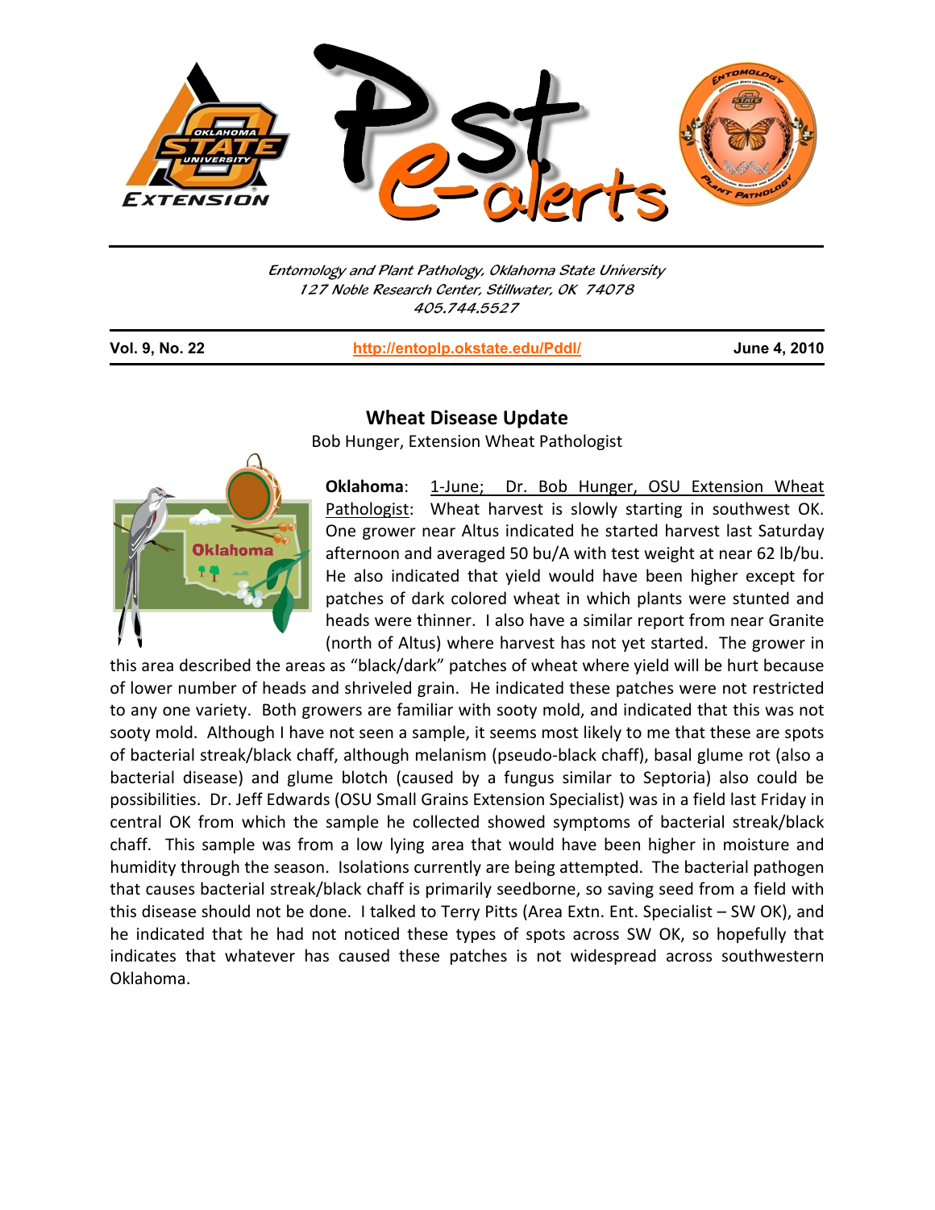Entomology and Plant Pathology, Oklahoma State University
127 Noble Research Center, Stillwater, OK 74078
405.744.5527

**Vol. 9, No. 22** | http://entoplp.okstate.edu/Pddl/ | **June 4, 2010**

## Wheat Disease Update

Bob Hunger, Extension Wheat Pathologist

**Oklahoma**: 1-June; Dr. Bob Hunger, OSU Extension Wheat Pathologist: Wheat harvest is slowly starting in southwest OK. One grower near Altus indicated he started harvest last Saturday afternoon and averaged 50 bu/A with test weight at near 62 lb/bu. He also indicated that yield would have been higher except for patches of dark colored wheat in which plants were stunted and heads were thinner. I also have a similar report from near Granite (north of Altus) where harvest has not yet started. The grower in this area described the areas as "black/dark" patches of wheat where yield will be hurt because of lower number of heads and shriveled grain. He indicated these patches were not restricted to any one variety. Both growers are familiar with sooty mold, and indicated that this was not sooty mold. Although I have not seen a sample, it seems most likely to me that these are spots of bacterial streak/black chaff, although melanism (pseudo-black chaff), basal glume rot (also a bacterial disease) and glume blotch (caused by a fungus similar to Septoria) also could be possibilities. Dr. Jeff Edwards (OSU Small Grains Extension Specialist) was in a field last Friday in central OK from which the sample he collected showed symptoms of bacterial streak/black chaff. This sample was from a low lying area that would have been higher in moisture and humidity through the season. Isolations currently are being attempted. The bacterial pathogen that causes bacterial streak/black chaff is primarily seedborne, so saving seed from a field with this disease should not be done. I talked to Terry Pitts (Area Extn. Ent. Specialist – SW OK), and he indicated that he had not noticed these types of spots across SW OK, so hopefully that indicates that whatever has caused these patches is not widespread across southwestern Oklahoma.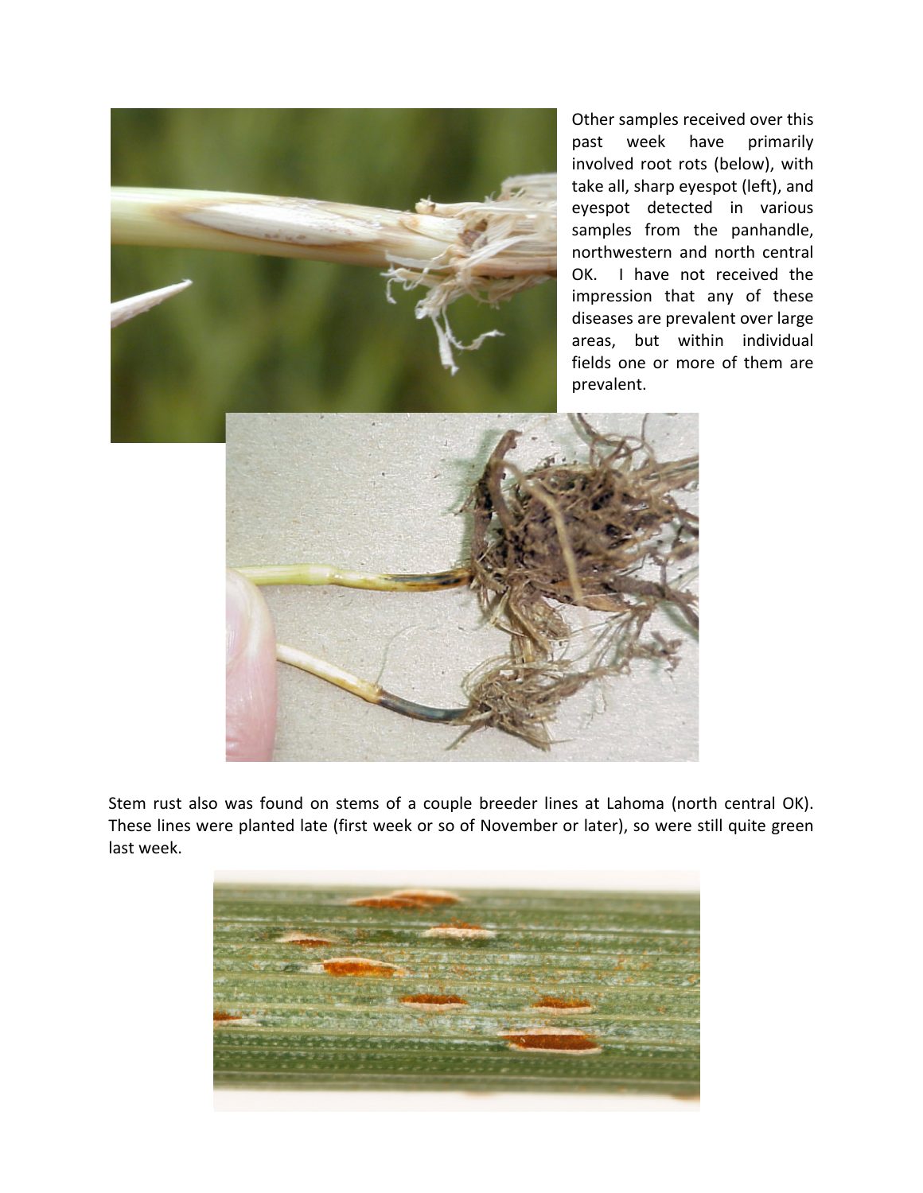Other samples received over this past week have primarily involved root rots (below), with take all, sharp eyespot (left), and eyespot detected in various samples from the panhandle, northwestern and north central OK. I have not received the impression that any of these diseases are prevalent over large areas, but within individual fields one or more of them are prevalent.

Stem rust also was found on stems of a couple breeder lines at Lahoma (north central OK). These lines were planted late (first week or so of November or later), so were still quite green last week.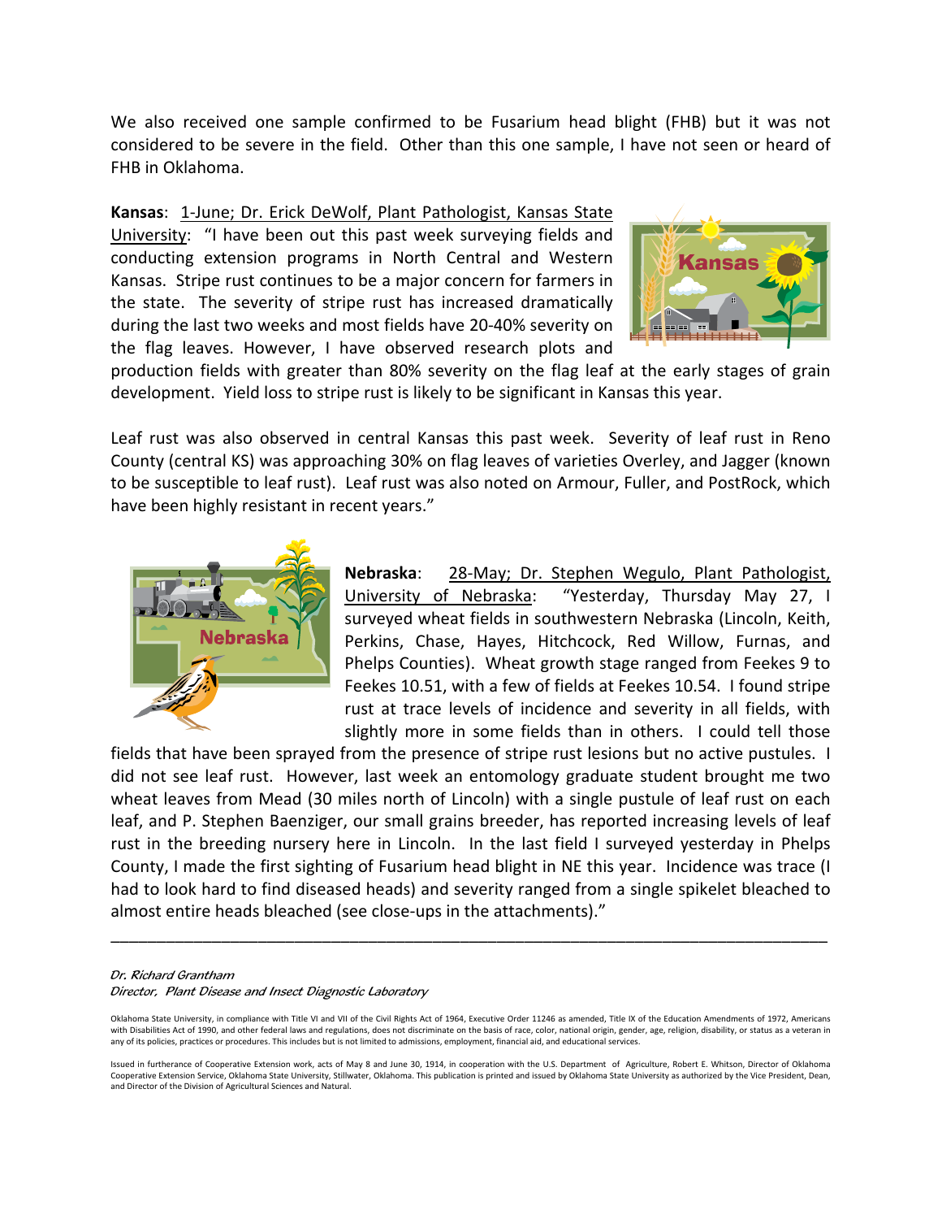We also received one sample confirmed to be Fusarium head blight (FHB) but it was not considered to be severe in the field. Other than this one sample, I have not seen or heard of FHB in Oklahoma.

**Kansas**: 1-June; Dr. Erick DeWolf, Plant Pathologist, Kansas State University: "I have been out this past week surveying fields and conducting extension programs in North Central and Western Kansas. Stripe rust continues to be a major concern for farmers in the state. The severity of stripe rust has increased dramatically during the last two weeks and most fields have 20-40% severity on the flag leaves. However, I have observed research plots and production fields with greater than 80% severity on the flag leaf at the early stages of grain development. Yield loss to stripe rust is likely to be significant in Kansas this year.

Leaf rust was also observed in central Kansas this past week. Severity of leaf rust in Reno County (central KS) was approaching 30% on flag leaves of varieties Overley, and Jagger (known to be susceptible to leaf rust). Leaf rust was also noted on Armour, Fuller, and PostRock, which have been highly resistant in recent years."

**Nebraska**: 28-May; Dr. Stephen Wegulo, Plant Pathologist, University of Nebraska: "Yesterday, Thursday May 27, I surveyed wheat fields in southwestern Nebraska (Lincoln, Keith, Perkins, Chase, Hayes, Hitchcock, Red Willow, Furnas, and Phelps Counties). Wheat growth stage ranged from Feekes 9 to Feekes 10.51, with a few of fields at Feekes 10.54. I found stripe rust at trace levels of incidence and severity in all fields, with slightly more in some fields than in others. I could tell those fields that have been sprayed from the presence of stripe rust lesions but no active pustules. I did not see leaf rust. However, last week an entomology graduate student brought me two wheat leaves from Mead (30 miles north of Lincoln) with a single pustule of leaf rust on each leaf, and P. Stephen Baenziger, our small grains breeder, has reported increasing levels of leaf rust in the breeding nursery here in Lincoln. In the last field I surveyed yesterday in Phelps County, I made the first sighting of Fusarium head blight in NE this year. Incidence was trace (I had to look hard to find diseased heads) and severity ranged from a single spikelet bleached to almost entire heads bleached (see close-ups in the attachments)."

---

*Dr. Richard Grantham*
*Director, Plant Disease and Insect Diagnostic Laboratory*

Oklahoma State University, in compliance with Title VI and VII of the Civil Rights Act of 1964, Executive Order 11246 as amended, Title IX of the Education Amendments of 1972, Americans with Disabilities Act of 1990, and other federal laws and regulations, does not discriminate on the basis of race, color, national origin, gender, age, religion, disability, or status as a veteran in any of its policies, practices or procedures. This includes but is not limited to admissions, employment, financial aid, and educational services.

Issued in furtherance of Cooperative Extension work, acts of May 8 and June 30, 1914, in cooperation with the U.S. Department of Agriculture, Robert E. Whitson, Director of Oklahoma Cooperative Extension Service, Oklahoma State University, Stillwater, Oklahoma. This publication is printed and issued by Oklahoma State University as authorized by the Vice President, Dean, and Director of the Division of Agricultural Sciences and Natural.